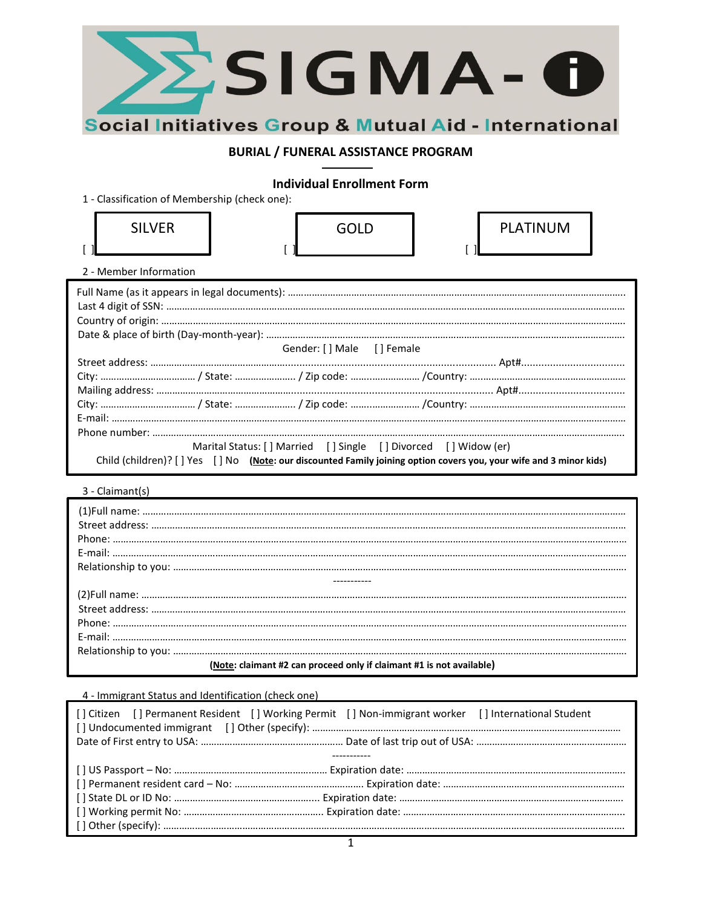# SIGMA-i

**Social Initiatives Group & Mutual Aid - International**

## BURIAL / FUNERAL ASSISTANCE PROGRAM

### Individual Enrollment Form

1 - Classification of Membership (check one):

[ ] SILVER        [ ] GOLD        [ ] PLATINUM

2 - Member Information

Full Name (as it appears in legal documents): ...............................................................................................

Last 4 digit of SSN: ...............................................................................................

Country of origin: ...............................................................................................

Date & place of birth (Day-month-year): ...............................................................................................

Gender: [ ] Male    [ ] Female

Street address: ............................................................................................... Apt#...................................

City: ................................... / State: ...................... / Zip code: ......................... /Country: ...............................

Mailing address: ............................................................................................... Apt#...................................

City: ................................... / State: ...................... / Zip code: ......................... /Country: ...............................

E-mail: ...............................................................................................

Phone number: ...............................................................................................

Marital Status: [ ] Married    [ ] Single    [ ] Divorced    [ ] Widow (er)

Child (children)? [ ] Yes    [ ] No    **(Note: our discounted Family joining option covers you, your wife and 3 minor kids)**

3 - Claimant(s)

(1)Full name: ...............................................................................................

Street address: ...............................................................................................

Phone: ...............................................................................................

E-mail: ...............................................................................................

Relationship to you: ...............................................................................................

-----------

(2)Full name: ...............................................................................................

Street address: ...............................................................................................

Phone: ...............................................................................................

E-mail: ...............................................................................................

Relationship to you: ...............................................................................................

**(Note: claimant #2 can proceed only if claimant #1 is not available)**

4 - Immigrant Status and Identification (check one)

[ ] Citizen    [ ] Permanent Resident    [ ] Working Permit    [ ] Non-immigrant worker    [ ] International Student

[ ] Undocumented immigrant    [ ] Other (specify): ...............................................................................................

Date of First entry to USA: ..................................................... Date of last trip out of USA: .....................................................

-----------

[ ] US Passport – No: ........................................................ Expiration date: ...............................................................

[ ] Permanent resident card – No: ............................................... Expiration date: ...............................................................

[ ] State DL or ID No: ...................................................... Expiration date: ...............................................................

[ ] Working permit No: ................................................... Expiration date: ...............................................................

[ ] Other (specify): ...............................................................................................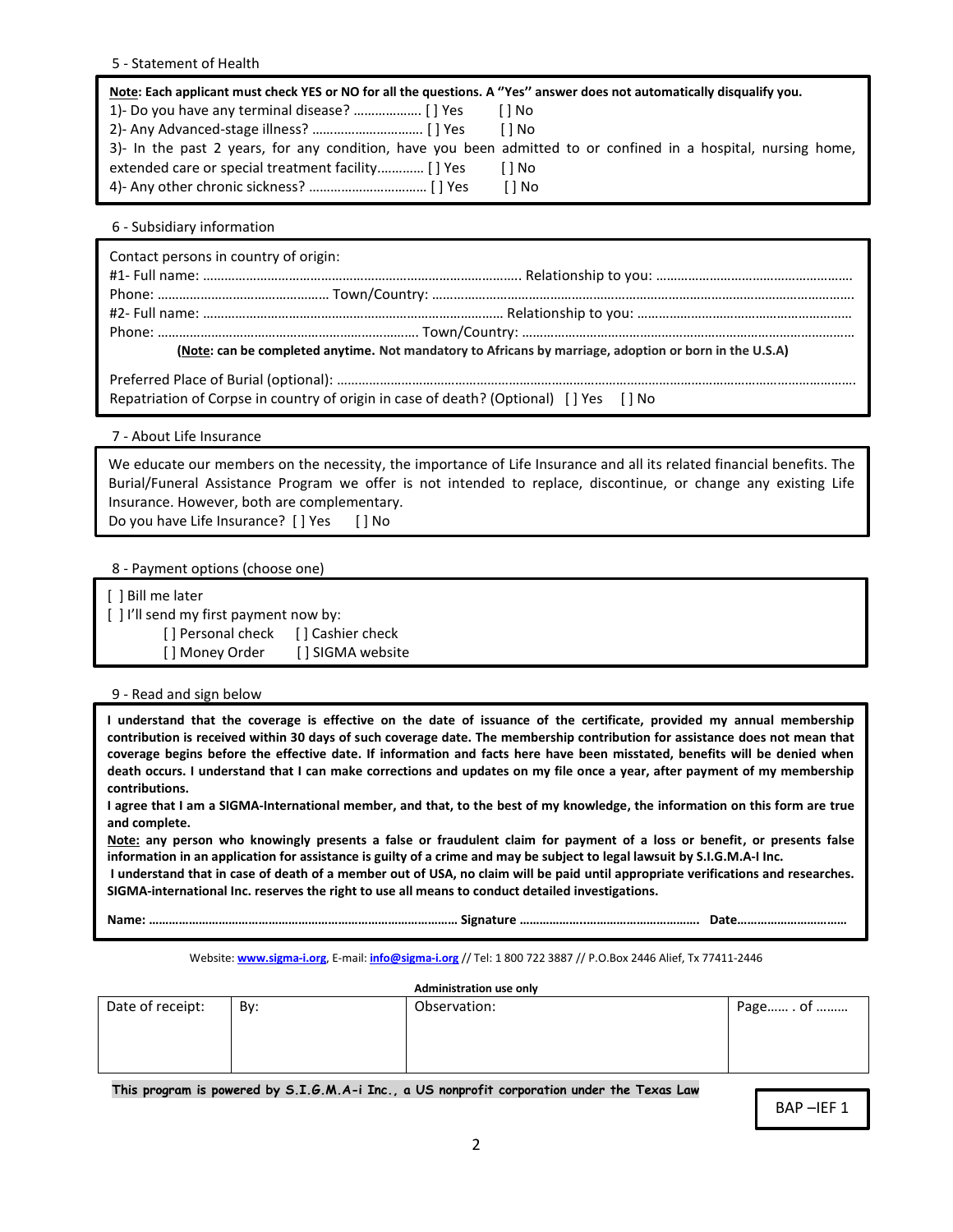5 - Statement of Health

**Note: Each applicant must check YES or NO for all the questions. A ''Yes'' answer does not automatically disqualify you.**

1)- Do you have any terminal disease? ………………. [ ] Yes [ ] No

2)- Any Advanced-stage illness? ………………………… [ ] Yes [ ] No

3)- In the past 2 years, for any condition, have you been admitted to or confined in a hospital, nursing home, extended care or special treatment facility………… [ ] Yes [ ] No

4)- Any other chronic sickness? …………………………… [ ] Yes [ ] No

6 - Subsidiary information

Contact persons in country of origin:

#1- Full name: ……………………………………………………………………………. Relationship to you: ……………………………………………

Phone: ………………………………………… Town/Country: ……………………………………………………………………………………………………

#2- Full name: ………………………………………………………………………… Relationship to you: …………………………………………………

Phone: ……………………………………………………………… Town/Country: …………………………………………………………………………………

**(Note: can be completed anytime. Not mandatory to Africans by marriage, adoption or born in the U.S.A)**

Preferred Place of Burial (optional): ……………………………………………………………………………………………………………………………

Repatriation of Corpse in country of origin in case of death? (Optional) [ ] Yes [ ] No

7 - About Life Insurance

We educate our members on the necessity, the importance of Life Insurance and all its related financial benefits. The Burial/Funeral Assistance Program we offer is not intended to replace, discontinue, or change any existing Life Insurance. However, both are complementary.

Do you have Life Insurance? [ ] Yes [ ] No

8 - Payment options (choose one)

[ ] Bill me later

[ ] I'll send my first payment now by:

- [ ] Personal check [ ] Cashier check
- [ ] Money Order [ ] SIGMA website

9 - Read and sign below

**I understand that the coverage is effective on the date of issuance of the certificate, provided my annual membership contribution is received within 30 days of such coverage date. The membership contribution for assistance does not mean that coverage begins before the effective date. If information and facts here have been misstated, benefits will be denied when death occurs. I understand that I can make corrections and updates on my file once a year, after payment of my membership contributions.**

**I agree that I am a SIGMA-International member, and that, to the best of my knowledge, the information on this form are true and complete.**

**Note: any person who knowingly presents a false or fraudulent claim for payment of a loss or benefit, or presents false information in an application for assistance is guilty of a crime and may be subject to legal lawsuit by S.I.G.M.A-I Inc.**

**I understand that in case of death of a member out of USA, no claim will be paid until appropriate verifications and researches. SIGMA-international Inc. reserves the right to use all means to conduct detailed investigations.**

**Name: ……………………………………………………………………………… Signature ……………………………………………… Date……………………………**

Website: www.sigma-i.org, E-mail: info@sigma-i.org // Tel: 1 800 722 3887 // P.O.Box 2446 Alief, Tx 77411-2446

**Administration use only**

| Date of receipt: | By: | Observation: | Page…… . of ……… |
|---|---|---|---|
| | | | |

**This program is powered by S.I.G.M.A-i Inc., a US nonprofit corporation under the Texas Law**

BAP –IEF 1